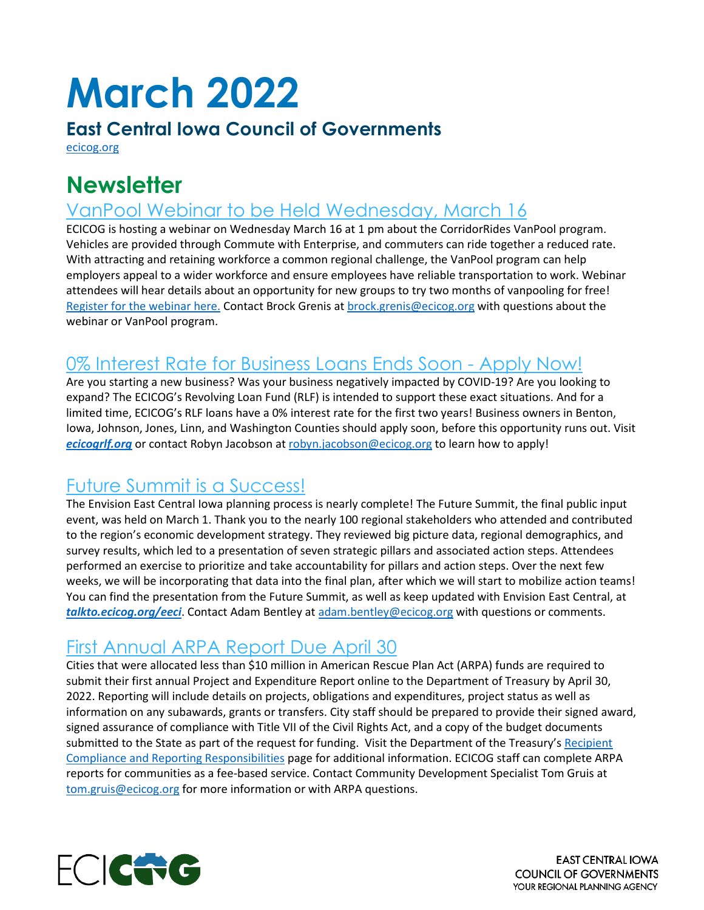# March 2022

## East Central Iowa Council of Governments

ecicog.org

# Newsletter

## VanPool Webinar to be Held Wednesday, March 16

ECICOG is hosting a webinar on Wednesday March 16 at 1 pm about the CorridorRides VanPool program. Vehicles are provided through Commute with Enterprise, and commuters can ride together a reduced rate. With attracting and retaining workforce a common regional challenge, the VanPool program can help employers appeal to a wider workforce and ensure employees have reliable transportation to work. Webinar attendees will hear details about an opportunity for new groups to try two months of vanpooling for free! Register for the webinar here. Contact Brock Grenis at brock.grenis@ecicog.org with questions about the webinar or VanPool program.

## 0% Interest Rate for Business Loans Ends Soon - Apply Now!

Are you starting a new business? Was your business negatively impacted by COVID-19? Are you looking to expand? The ECICOG's Revolving Loan Fund (RLF) is intended to support these exact situations. And for a limited time, ECICOG's RLF loans have a 0% interest rate for the first two years! Business owners in Benton, Iowa, Johnson, Jones, Linn, and Washington Counties should apply soon, before this opportunity runs out. Visit ***ecicogrlf.org*** or contact Robyn Jacobson at robyn.jacobson@ecicog.org to learn how to apply!

## Future Summit is a Success!

The Envision East Central Iowa planning process is nearly complete! The Future Summit, the final public input event, was held on March 1. Thank you to the nearly 100 regional stakeholders who attended and contributed to the region's economic development strategy. They reviewed big picture data, regional demographics, and survey results, which led to a presentation of seven strategic pillars and associated action steps. Attendees performed an exercise to prioritize and take accountability for pillars and action steps. Over the next few weeks, we will be incorporating that data into the final plan, after which we will start to mobilize action teams! You can find the presentation from the Future Summit, as well as keep updated with Envision East Central, at ***talkto.ecicog.org/eeci***. Contact Adam Bentley at adam.bentley@ecicog.org with questions or comments.

## First Annual ARPA Report Due April 30

Cities that were allocated less than $10 million in American Rescue Plan Act (ARPA) funds are required to submit their first annual Project and Expenditure Report online to the Department of Treasury by April 30, 2022. Reporting will include details on projects, obligations and expenditures, project status as well as information on any subawards, grants or transfers. City staff should be prepared to provide their signed award, signed assurance of compliance with Title VII of the Civil Rights Act, and a copy of the budget documents submitted to the State as part of the request for funding. Visit the Department of the Treasury's Recipient Compliance and Reporting Responsibilities page for additional information. ECICOG staff can complete ARPA reports for communities as a fee-based service. Contact Community Development Specialist Tom Gruis at tom.gruis@ecicog.org for more information or with ARPA questions.

ECICOG

EAST CENTRAL IOWA COUNCIL OF GOVERNMENTS
YOUR REGIONAL PLANNING AGENCY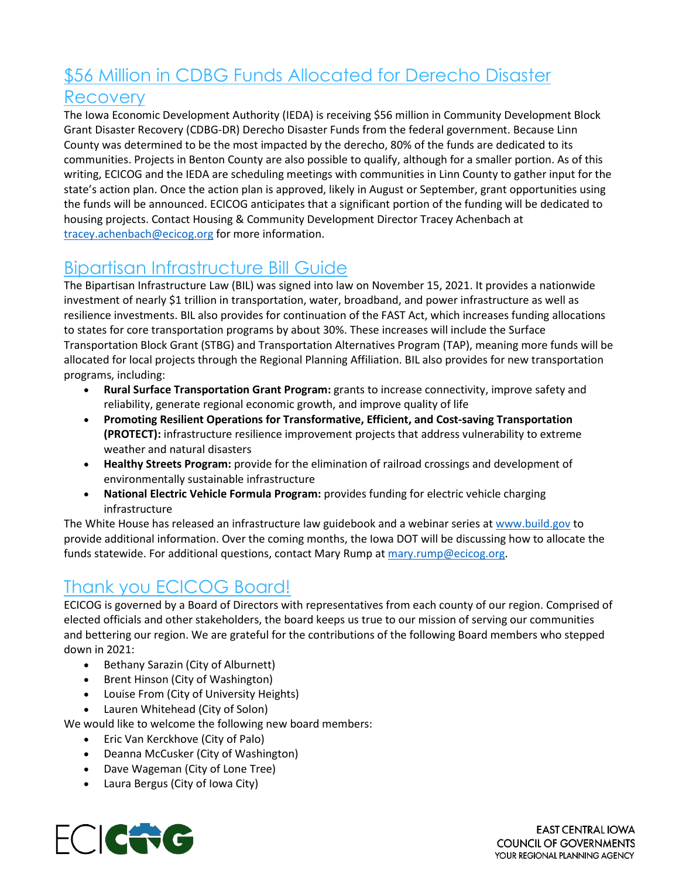## $56 Million in CDBG Funds Allocated for Derecho Disaster Recovery

The Iowa Economic Development Authority (IEDA) is receiving $56 million in Community Development Block Grant Disaster Recovery (CDBG-DR) Derecho Disaster Funds from the federal government. Because Linn County was determined to be the most impacted by the derecho, 80% of the funds are dedicated to its communities. Projects in Benton County are also possible to qualify, although for a smaller portion. As of this writing, ECICOG and the IEDA are scheduling meetings with communities in Linn County to gather input for the state's action plan. Once the action plan is approved, likely in August or September, grant opportunities using the funds will be announced. ECICOG anticipates that a significant portion of the funding will be dedicated to housing projects. Contact Housing & Community Development Director Tracey Achenbach at tracey.achenbach@ecicog.org for more information.

## Bipartisan Infrastructure Bill Guide

The Bipartisan Infrastructure Law (BIL) was signed into law on November 15, 2021. It provides a nationwide investment of nearly $1 trillion in transportation, water, broadband, and power infrastructure as well as resilience investments. BIL also provides for continuation of the FAST Act, which increases funding allocations to states for core transportation programs by about 30%. These increases will include the Surface Transportation Block Grant (STBG) and Transportation Alternatives Program (TAP), meaning more funds will be allocated for local projects through the Regional Planning Affiliation. BIL also provides for new transportation programs, including:

- **Rural Surface Transportation Grant Program:** grants to increase connectivity, improve safety and reliability, generate regional economic growth, and improve quality of life
- **Promoting Resilient Operations for Transformative, Efficient, and Cost-saving Transportation (PROTECT):** infrastructure resilience improvement projects that address vulnerability to extreme weather and natural disasters
- **Healthy Streets Program:** provide for the elimination of railroad crossings and development of environmentally sustainable infrastructure
- **National Electric Vehicle Formula Program:** provides funding for electric vehicle charging infrastructure

The White House has released an infrastructure law guidebook and a webinar series at www.build.gov to provide additional information. Over the coming months, the Iowa DOT will be discussing how to allocate the funds statewide. For additional questions, contact Mary Rump at mary.rump@ecicog.org.

## Thank you ECICOG Board!

ECICOG is governed by a Board of Directors with representatives from each county of our region. Comprised of elected officials and other stakeholders, the board keeps us true to our mission of serving our communities and bettering our region. We are grateful for the contributions of the following Board members who stepped down in 2021:

- Bethany Sarazin (City of Alburnett)
- Brent Hinson (City of Washington)
- Louise From (City of University Heights)
- Lauren Whitehead (City of Solon)

We would like to welcome the following new board members:

- Eric Van Kerckhove (City of Palo)
- Deanna McCusker (City of Washington)
- Dave Wageman (City of Lone Tree)
- Laura Bergus (City of Iowa City)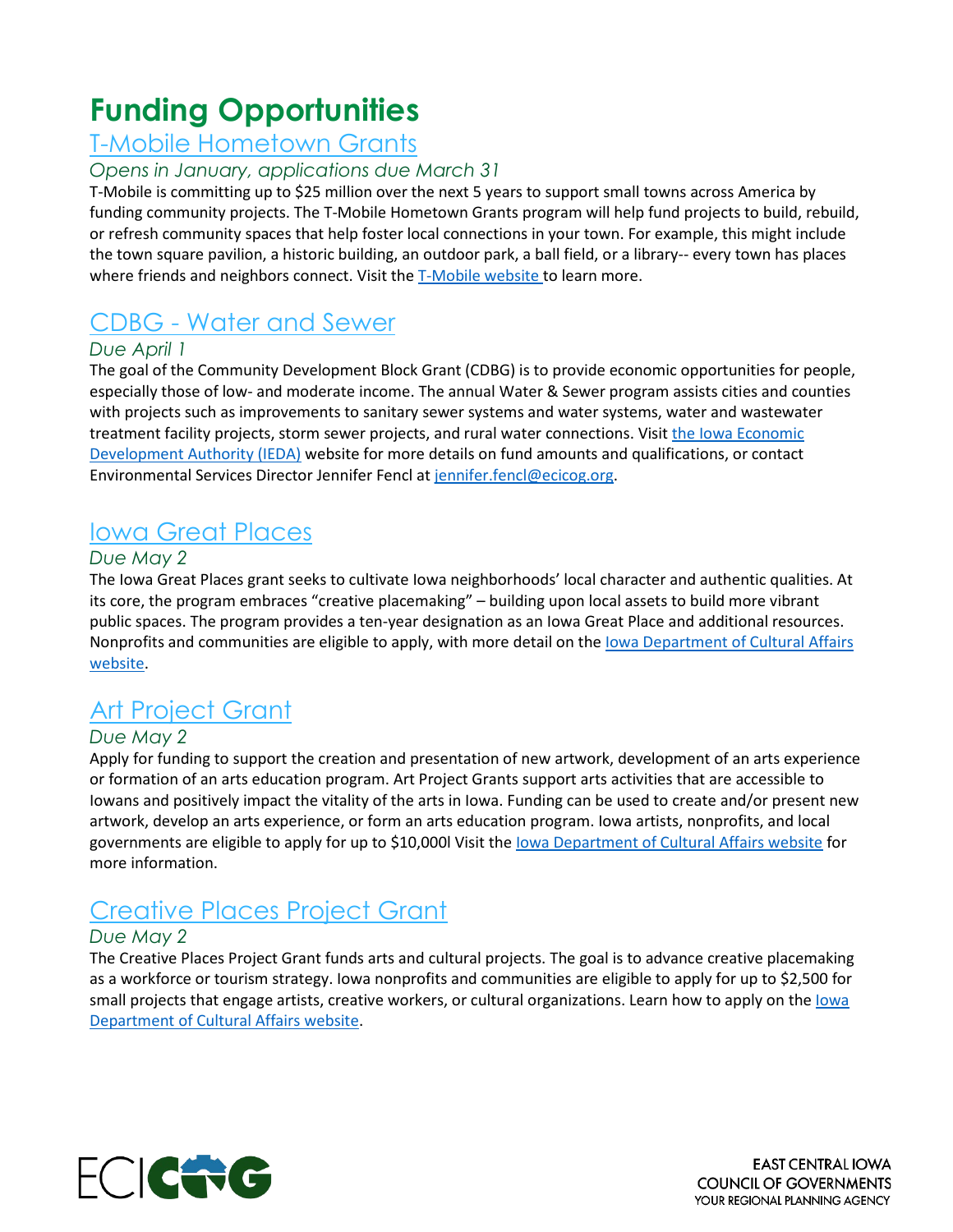# Funding Opportunities

## T-Mobile Hometown Grants

*Opens in January, applications due March 31*

T-Mobile is committing up to $25 million over the next 5 years to support small towns across America by funding community projects. The T-Mobile Hometown Grants program will help fund projects to build, rebuild, or refresh community spaces that help foster local connections in your town. For example, this might include the town square pavilion, a historic building, an outdoor park, a ball field, or a library-- every town has places where friends and neighbors connect. Visit the T-Mobile website to learn more.

## CDBG - Water and Sewer

*Due April 1*

The goal of the Community Development Block Grant (CDBG) is to provide economic opportunities for people, especially those of low- and moderate income. The annual Water & Sewer program assists cities and counties with projects such as improvements to sanitary sewer systems and water systems, water and wastewater treatment facility projects, storm sewer projects, and rural water connections. Visit the Iowa Economic Development Authority (IEDA) website for more details on fund amounts and qualifications, or contact Environmental Services Director Jennifer Fencl at jennifer.fencl@ecicog.org.

## Iowa Great Places

*Due May 2*

The Iowa Great Places grant seeks to cultivate Iowa neighborhoods' local character and authentic qualities. At its core, the program embraces "creative placemaking" – building upon local assets to build more vibrant public spaces. The program provides a ten-year designation as an Iowa Great Place and additional resources. Nonprofits and communities are eligible to apply, with more detail on the Iowa Department of Cultural Affairs website.

## Art Project Grant

*Due May 2*

Apply for funding to support the creation and presentation of new artwork, development of an arts experience or formation of an arts education program. Art Project Grants support arts activities that are accessible to Iowans and positively impact the vitality of the arts in Iowa. Funding can be used to create and/or present new artwork, develop an arts experience, or form an arts education program. Iowa artists, nonprofits, and local governments are eligible to apply for up to $10,000l Visit the Iowa Department of Cultural Affairs website for more information.

## Creative Places Project Grant

*Due May 2*

The Creative Places Project Grant funds arts and cultural projects. The goal is to advance creative placemaking as a workforce or tourism strategy. Iowa nonprofits and communities are eligible to apply for up to $2,500 for small projects that engage artists, creative workers, or cultural organizations. Learn how to apply on the Iowa Department of Cultural Affairs website.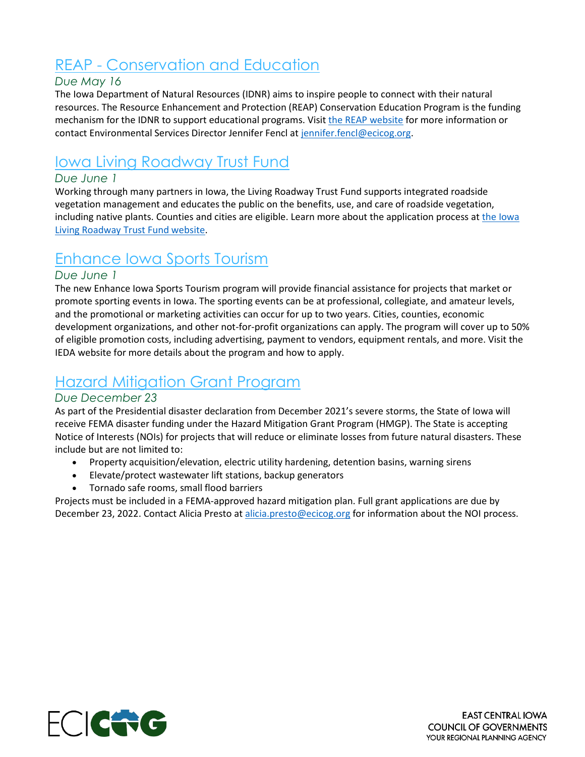## [REAP - Conservation and Education]

*Due May 16*

The Iowa Department of Natural Resources (IDNR) aims to inspire people to connect with their natural resources. The Resource Enhancement and Protection (REAP) Conservation Education Program is the funding mechanism for the IDNR to support educational programs. Visit [the REAP website] for more information or contact Environmental Services Director Jennifer Fencl at [jennifer.fencl@ecicog.org].

## [Iowa Living Roadway Trust Fund]

*Due June 1*

Working through many partners in Iowa, the Living Roadway Trust Fund supports integrated roadside vegetation management and educates the public on the benefits, use, and care of roadside vegetation, including native plants. Counties and cities are eligible. Learn more about the application process at [the Iowa Living Roadway Trust Fund website].

## [Enhance Iowa Sports Tourism]

*Due June 1*

The new Enhance Iowa Sports Tourism program will provide financial assistance for projects that market or promote sporting events in Iowa. The sporting events can be at professional, collegiate, and amateur levels, and the promotional or marketing activities can occur for up to two years. Cities, counties, economic development organizations, and other not-for-profit organizations can apply. The program will cover up to 50% of eligible promotion costs, including advertising, payment to vendors, equipment rentals, and more. Visit the IEDA website for more details about the program and how to apply.

## [Hazard Mitigation Grant Program]

*Due December 23*

As part of the Presidential disaster declaration from December 2021's severe storms, the State of Iowa will receive FEMA disaster funding under the Hazard Mitigation Grant Program (HMGP). The State is accepting Notice of Interests (NOIs) for projects that will reduce or eliminate losses from future natural disasters. These include but are not limited to:

- Property acquisition/elevation, electric utility hardening, detention basins, warning sirens
- Elevate/protect wastewater lift stations, backup generators
- Tornado safe rooms, small flood barriers

Projects must be included in a FEMA-approved hazard mitigation plan. Full grant applications are due by December 23, 2022. Contact Alicia Presto at [alicia.presto@ecicog.org] for information about the NOI process.